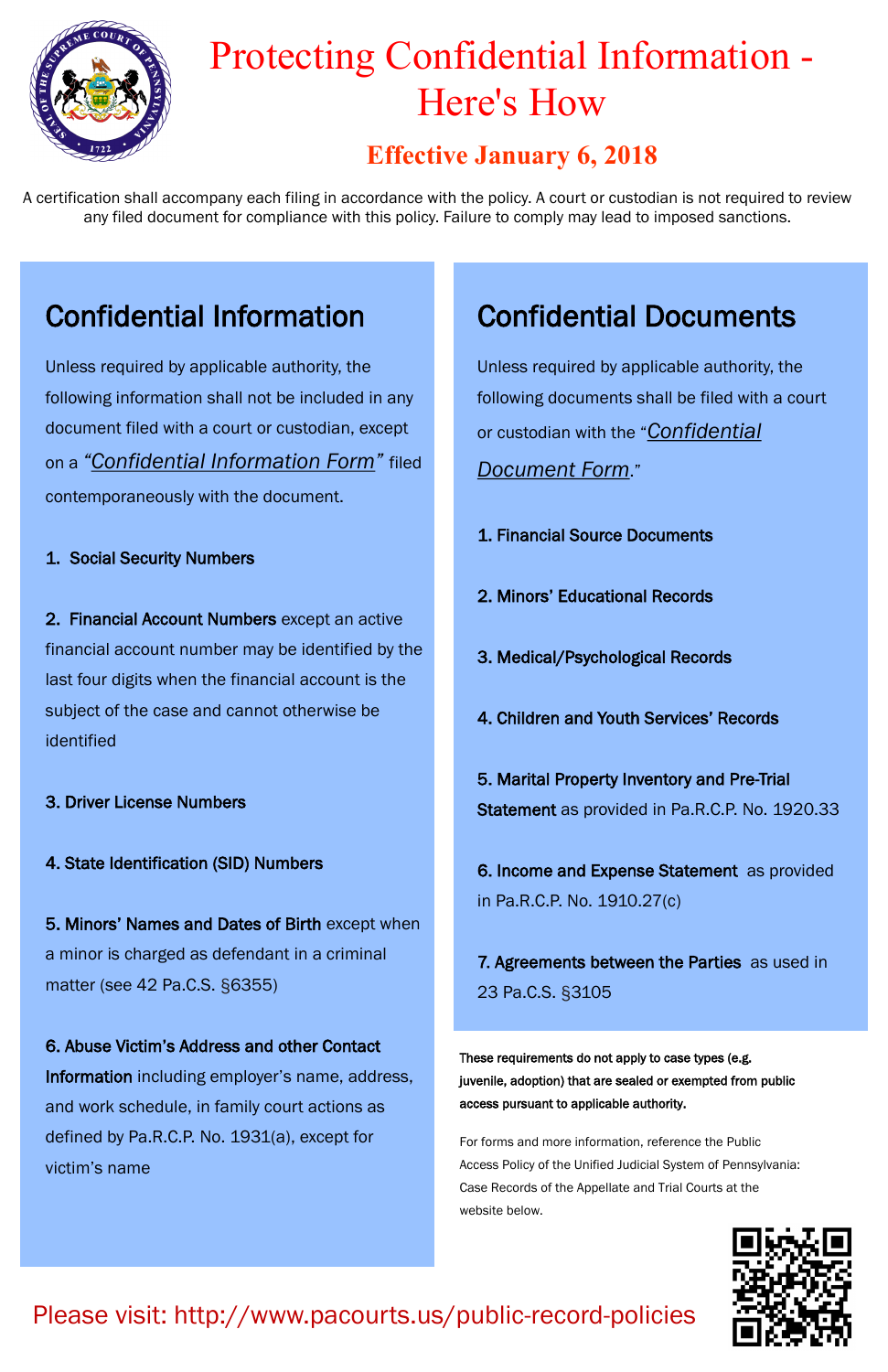# Protecting Confidential Information - Here's How

## Effective January 6, 2018

A certification shall accompany each filing in accordance with the policy. A court or custodian is not required to review any filed document for compliance with this policy. Failure to comply may lead to imposed sanctions.

## Confidential Information

Unless required by applicable authority, the following information shall not be included in any document filed with a court or custodian, except on a *"Confidential Information Form"* filed contemporaneously with the document.

1. **Social Security Numbers**

2. **Financial Account Numbers** except an active financial account number may be identified by the last four digits when the financial account is the subject of the case and cannot otherwise be identified

3. **Driver License Numbers**

4. **State Identification (SID) Numbers**

5. **Minors' Names and Dates of Birth** except when a minor is charged as defendant in a criminal matter (see 42 Pa.C.S. §6355)

6. **Abuse Victim's Address and other Contact Information** including employer's name, address, and work schedule, in family court actions as defined by Pa.R.C.P. No. 1931(a), except for victim's name

## Confidential Documents

Unless required by applicable authority, the following documents shall be filed with a court or custodian with the "*Confidential Document Form*."

1. **Financial Source Documents**

2. **Minors' Educational Records**

3. **Medical/Psychological Records**

4. **Children and Youth Services' Records**

5. **Marital Property Inventory and Pre-Trial Statement** as provided in Pa.R.C.P. No. 1920.33

6. **Income and Expense Statement** as provided in Pa.R.C.P. No. 1910.27(c)

7. **Agreements between the Parties** as used in 23 Pa.C.S. §3105

**These requirements do not apply to case types (e.g. juvenile, adoption) that are sealed or exempted from public access pursuant to applicable authority.**

For forms and more information, reference the Public Access Policy of the Unified Judicial System of Pennsylvania: Case Records of the Appellate and Trial Courts at the website below.

Please visit: http://www.pacourts.us/public-record-policies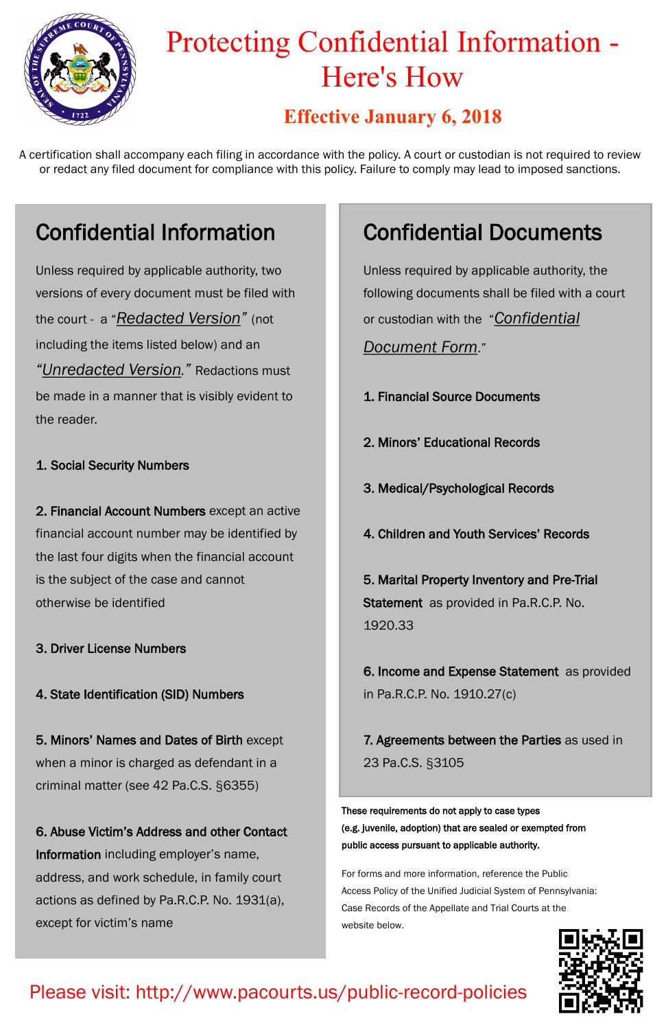# Protecting Confidential Information - Here's How

### Effective January 6, 2018

A certification shall accompany each filing in accordance with the policy. A court or custodian is not required to review or redact any filed document for compliance with this policy. Failure to comply may lead to imposed sanctions.

## Confidential Information

Unless required by applicable authority, two versions of every document must be filed with the court - a "*Redacted Version*" (not including the items listed below) and an "*Unredacted Version*." Redactions must be made in a manner that is visibly evident to the reader.

**1. Social Security Numbers**

**2. Financial Account Numbers** except an active financial account number may be identified by the last four digits when the financial account is the subject of the case and cannot otherwise be identified

**3. Driver License Numbers**

**4. State Identification (SID) Numbers**

**5. Minors' Names and Dates of Birth** except when a minor is charged as defendant in a criminal matter (see 42 Pa.C.S. §6355)

**6. Abuse Victim's Address and other Contact Information** including employer's name, address, and work schedule, in family court actions as defined by Pa.R.C.P. No. 1931(a), except for victim's name

## Confidential Documents

Unless required by applicable authority, the following documents shall be filed with a court or custodian with the "*Confidential Document Form*."

**1. Financial Source Documents**

**2. Minors' Educational Records**

**3. Medical/Psychological Records**

**4. Children and Youth Services' Records**

**5. Marital Property Inventory and Pre-Trial Statement** as provided in Pa.R.C.P. No. 1920.33

**6. Income and Expense Statement** as provided in Pa.R.C.P. No. 1910.27(c)

**7. Agreements between the Parties** as used in 23 Pa.C.S. §3105

**These requirements do not apply to case types (e.g. juvenile, adoption) that are sealed or exempted from public access pursuant to applicable authority.**

For forms and more information, reference the Public Access Policy of the Unified Judicial System of Pennsylvania: Case Records of the Appellate and Trial Courts at the website below.

Please visit: http://www.pacourts.us/public-record-policies